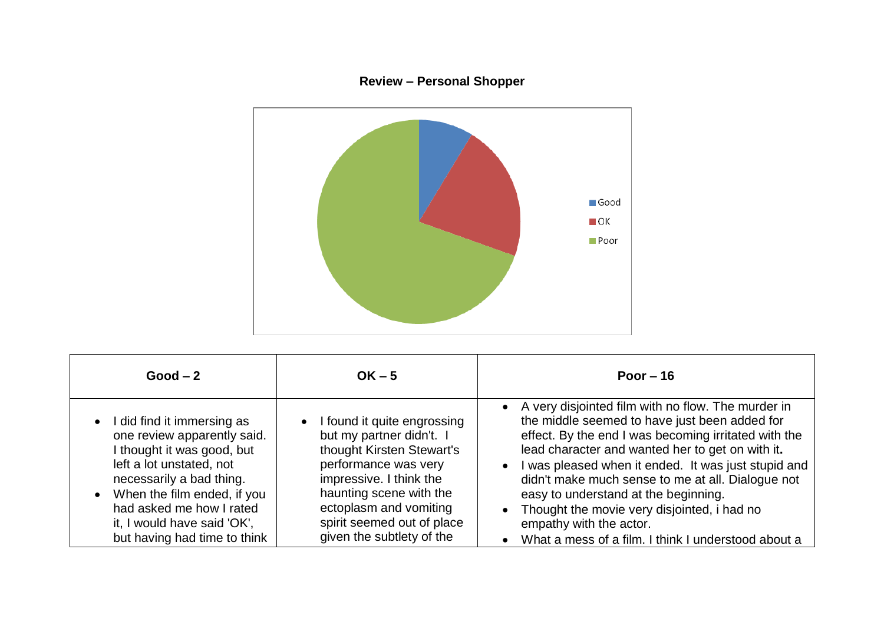**Review – Personal Shopper**

Good
OK
Poor

| Good – 2 | OK – 5 | Poor – 16 |
|---|---|---|
| • I did find it immersing as one review apparently said. I thought it was good, but left a lot unstated, not necessarily a bad thing.<br>• When the film ended, if you had asked me how I rated it, I would have said 'OK', but having had time to think | • I found it quite engrossing but my partner didn't. I thought Kirsten Stewart's performance was very impressive. I think the haunting scene with the ectoplasm and vomiting spirit seemed out of place given the subtlety of the | • A very disjointed film with no flow. The murder in the middle seemed to have just been added for effect. By the end I was becoming irritated with the lead character and wanted her to get on with it.<br>• I was pleased when it ended. It was just stupid and didn't make much sense to me at all. Dialogue not easy to understand at the beginning.<br>• Thought the movie very disjointed, i had no empathy with the actor.<br>• What a mess of a film. I think I understood about a |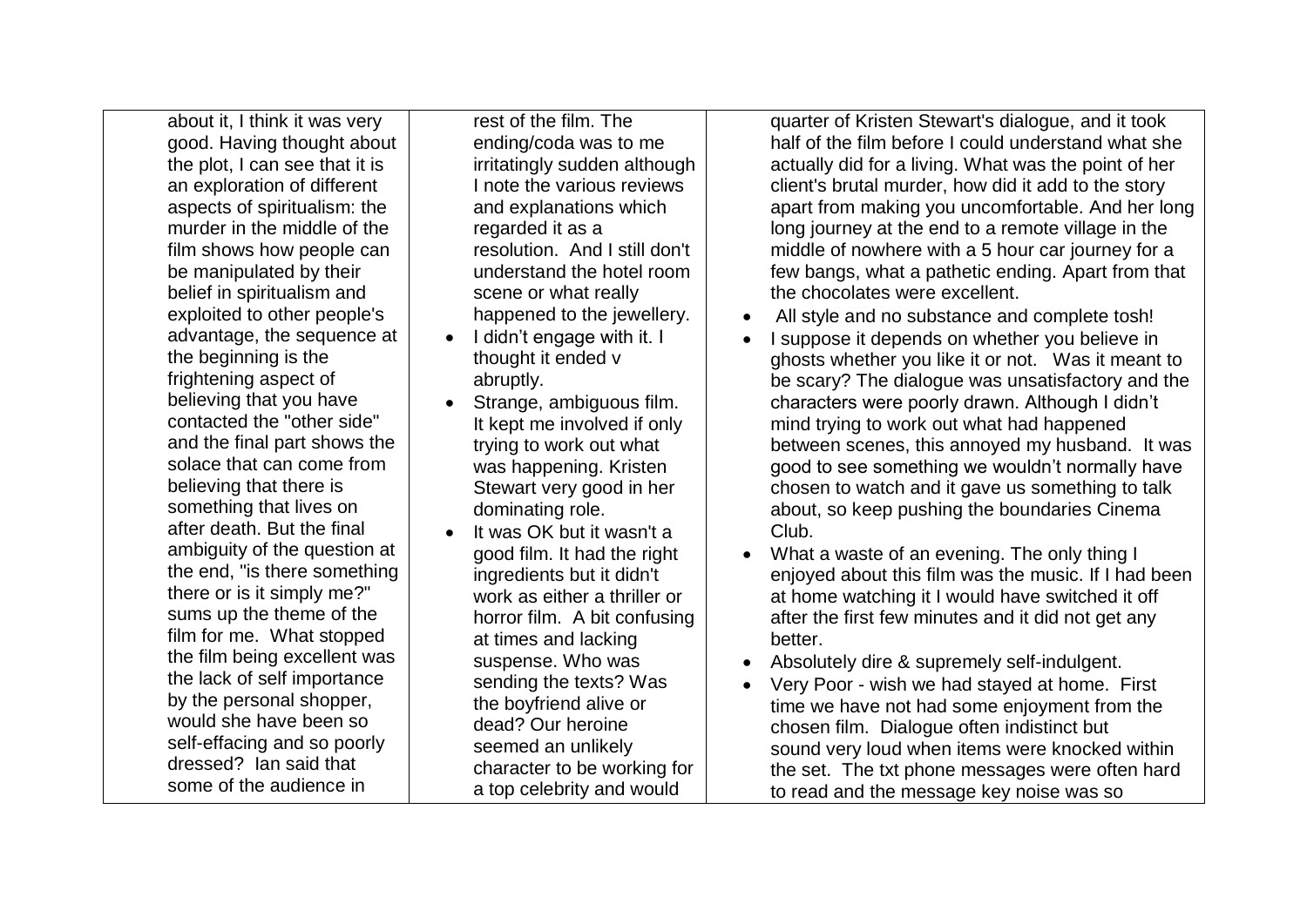| | | |
|---|---|---|
| about it, I think it was very good. Having thought about the plot, I can see that it is an exploration of different aspects of spiritualism: the murder in the middle of the film shows how people can be manipulated by their belief in spiritualism and exploited to other people's advantage, the sequence at the beginning is the frightening aspect of believing that you have contacted the "other side" and the final part shows the solace that can come from believing that there is something that lives on after death. But the final ambiguity of the question at the end, "is there something there or is it simply me?" sums up the theme of the film for me. What stopped the film being excellent was the lack of self importance by the personal shopper, would she have been so self-effacing and so poorly dressed? Ian said that some of the audience in | rest of the film. The ending/coda was to me irritatingly sudden although I note the various reviews and explanations which regarded it as a resolution. And I still don't understand the hotel room scene or what really happened to the jewellery.<br>• I didn't engage with it. I thought it ended v abruptly.<br>• Strange, ambiguous film. It kept me involved if only trying to work out what was happening. Kristen Stewart very good in her dominating role.<br>• It was OK but it wasn't a good film. It had the right ingredients but it didn't work as either a thriller or horror film. A bit confusing at times and lacking suspense. Who was sending the texts? Was the boyfriend alive or dead? Our heroine seemed an unlikely character to be working for a top celebrity and would | quarter of Kristen Stewart's dialogue, and it took half of the film before I could understand what she actually did for a living. What was the point of her client's brutal murder, how did it add to the story apart from making you uncomfortable. And her long long journey at the end to a remote village in the middle of nowhere with a 5 hour car journey for a few bangs, what a pathetic ending. Apart from that the chocolates were excellent.<br>• All style and no substance and complete tosh!<br>• I suppose it depends on whether you believe in ghosts whether you like it or not. Was it meant to be scary? The dialogue was unsatisfactory and the characters were poorly drawn. Although I didn't mind trying to work out what had happened between scenes, this annoyed my husband. It was good to see something we wouldn't normally have chosen to watch and it gave us something to talk about, so keep pushing the boundaries Cinema Club.<br>• What a waste of an evening. The only thing I enjoyed about this film was the music. If I had been at home watching it I would have switched it off after the first few minutes and it did not get any better.<br>• Absolutely dire & supremely self-indulgent.<br>• Very Poor - wish we had stayed at home. First time we have not had some enjoyment from the chosen film. Dialogue often indistinct but sound very loud when items were knocked within the set. The txt phone messages were often hard to read and the message key noise was so |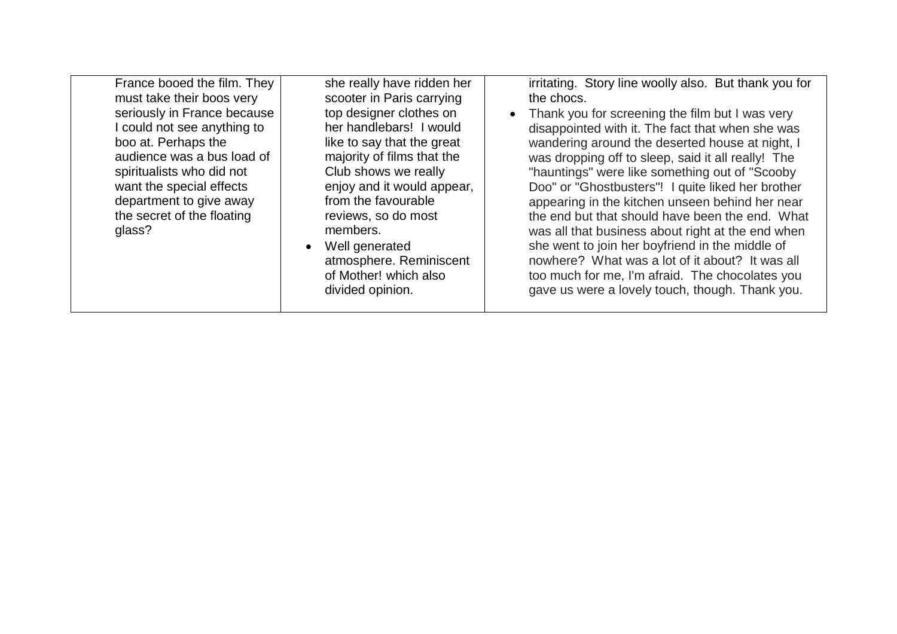| | | |
|---|---|---|
| France booed the film. They must take their boos very seriously in France because I could not see anything to boo at. Perhaps the audience was a bus load of spiritualists who did not want the special effects department to give away the secret of the floating glass? | she really have ridden her scooter in Paris carrying top designer clothes on her handlebars! I would like to say that the great majority of films that the Club shows we really enjoy and it would appear, from the favourable reviews, so do most members.<br>• Well generated atmosphere. Reminiscent of Mother! which also divided opinion. | irritating. Story line woolly also. But thank you for the chocs.<br>• Thank you for screening the film but I was very disappointed with it. The fact that when she was wandering around the deserted house at night, I was dropping off to sleep, said it all really! The "hauntings" were like something out of "Scooby Doo" or "Ghostbusters"! I quite liked her brother appearing in the kitchen unseen behind her near the end but that should have been the end. What was all that business about right at the end when she went to join her boyfriend in the middle of nowhere? What was a lot of it about? It was all too much for me, I'm afraid. The chocolates you gave us were a lovely touch, though. Thank you. |